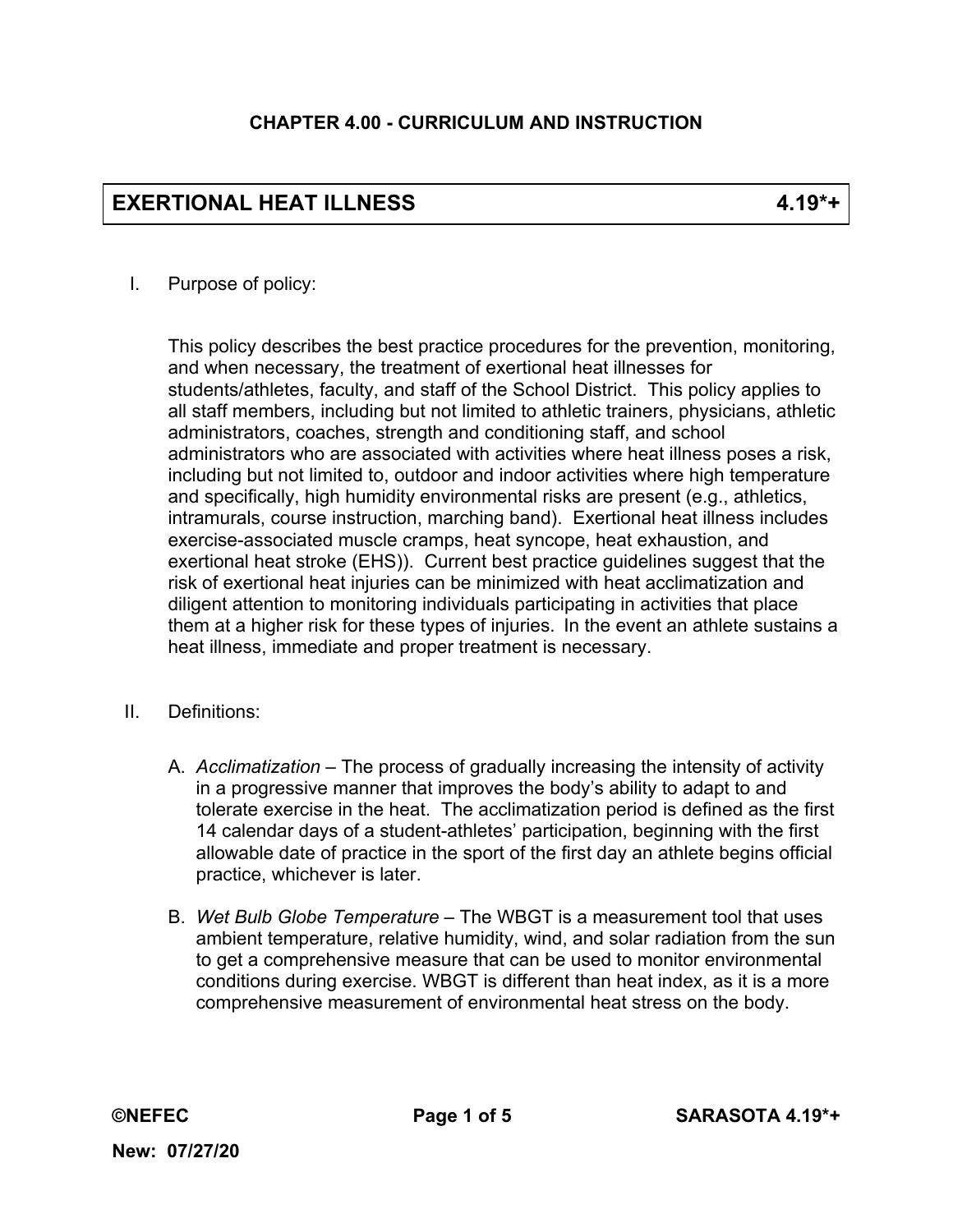**CHAPTER 4.00 - CURRICULUM AND INSTRUCTION**

# EXERTIONAL HEAT ILLNESS 4.19*+

I. Purpose of policy:

This policy describes the best practice procedures for the prevention, monitoring, and when necessary, the treatment of exertional heat illnesses for students/athletes, faculty, and staff of the School District. This policy applies to all staff members, including but not limited to athletic trainers, physicians, athletic administrators, coaches, strength and conditioning staff, and school administrators who are associated with activities where heat illness poses a risk, including but not limited to, outdoor and indoor activities where high temperature and specifically, high humidity environmental risks are present (e.g., athletics, intramurals, course instruction, marching band). Exertional heat illness includes exercise-associated muscle cramps, heat syncope, heat exhaustion, and exertional heat stroke (EHS)). Current best practice guidelines suggest that the risk of exertional heat injuries can be minimized with heat acclimatization and diligent attention to monitoring individuals participating in activities that place them at a higher risk for these types of injuries. In the event an athlete sustains a heat illness, immediate and proper treatment is necessary.

II. Definitions:

A. *Acclimatization* – The process of gradually increasing the intensity of activity in a progressive manner that improves the body's ability to adapt to and tolerate exercise in the heat. The acclimatization period is defined as the first 14 calendar days of a student-athletes' participation, beginning with the first allowable date of practice in the sport of the first day an athlete begins official practice, whichever is later.

B. *Wet Bulb Globe Temperature* – The WBGT is a measurement tool that uses ambient temperature, relative humidity, wind, and solar radiation from the sun to get a comprehensive measure that can be used to monitor environmental conditions during exercise. WBGT is different than heat index, as it is a more comprehensive measurement of environmental heat stress on the body.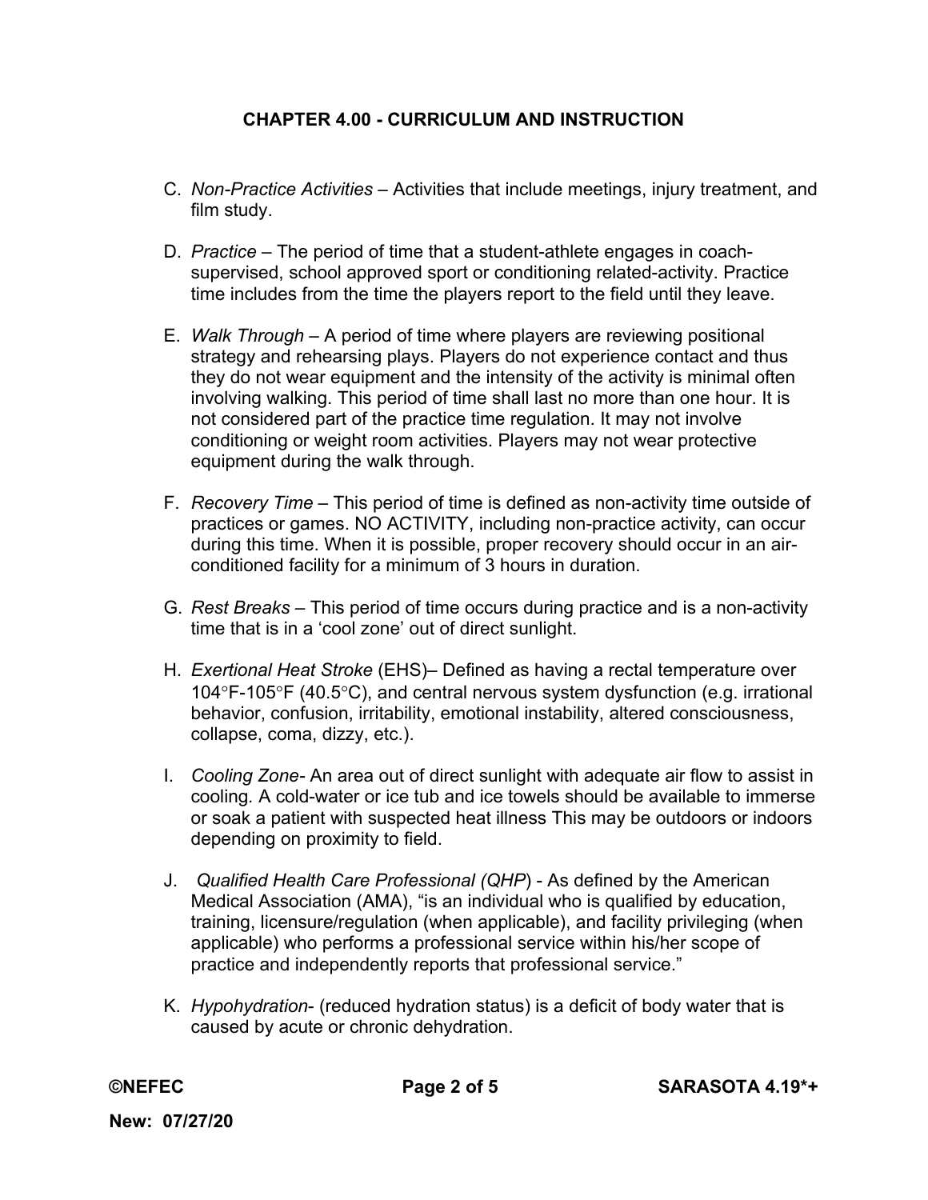# CHAPTER 4.00 - CURRICULUM AND INSTRUCTION

C. *Non-Practice Activities* – Activities that include meetings, injury treatment, and film study.

D. *Practice* – The period of time that a student-athlete engages in coach-supervised, school approved sport or conditioning related-activity. Practice time includes from the time the players report to the field until they leave.

E. *Walk Through* – A period of time where players are reviewing positional strategy and rehearsing plays. Players do not experience contact and thus they do not wear equipment and the intensity of the activity is minimal often involving walking. This period of time shall last no more than one hour. It is not considered part of the practice time regulation. It may not involve conditioning or weight room activities. Players may not wear protective equipment during the walk through.

F. *Recovery Time* – This period of time is defined as non-activity time outside of practices or games. NO ACTIVITY, including non-practice activity, can occur during this time. When it is possible, proper recovery should occur in an air-conditioned facility for a minimum of 3 hours in duration.

G. *Rest Breaks* – This period of time occurs during practice and is a non-activity time that is in a 'cool zone' out of direct sunlight.

H. *Exertional Heat Stroke* (EHS)– Defined as having a rectal temperature over 104°F-105°F (40.5°C), and central nervous system dysfunction (e.g. irrational behavior, confusion, irritability, emotional instability, altered consciousness, collapse, coma, dizzy, etc.).

I. *Cooling Zone*- An area out of direct sunlight with adequate air flow to assist in cooling. A cold-water or ice tub and ice towels should be available to immerse or soak a patient with suspected heat illness This may be outdoors or indoors depending on proximity to field.

J. *Qualified Health Care Professional (QHP*) - As defined by the American Medical Association (AMA), "is an individual who is qualified by education, training, licensure/regulation (when applicable), and facility privileging (when applicable) who performs a professional service within his/her scope of practice and independently reports that professional service."

K. *Hypohydration*- (reduced hydration status) is a deficit of body water that is caused by acute or chronic dehydration.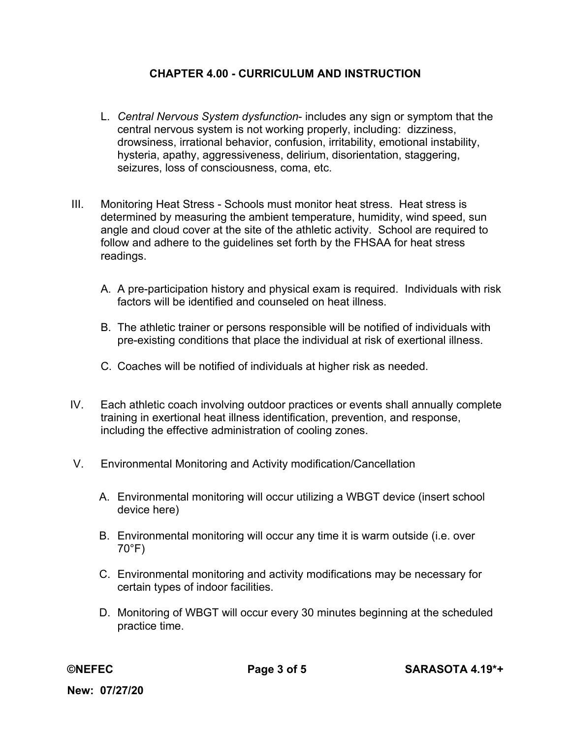## CHAPTER 4.00 - CURRICULUM AND INSTRUCTION

L. *Central Nervous System dysfunction*- includes any sign or symptom that the central nervous system is not working properly, including: dizziness, drowsiness, irrational behavior, confusion, irritability, emotional instability, hysteria, apathy, aggressiveness, delirium, disorientation, staggering, seizures, loss of consciousness, coma, etc.

III. Monitoring Heat Stress - Schools must monitor heat stress. Heat stress is determined by measuring the ambient temperature, humidity, wind speed, sun angle and cloud cover at the site of the athletic activity. School are required to follow and adhere to the guidelines set forth by the FHSAA for heat stress readings.

A. A pre-participation history and physical exam is required. Individuals with risk factors will be identified and counseled on heat illness.

B. The athletic trainer or persons responsible will be notified of individuals with pre-existing conditions that place the individual at risk of exertional illness.

C. Coaches will be notified of individuals at higher risk as needed.

IV. Each athletic coach involving outdoor practices or events shall annually complete training in exertional heat illness identification, prevention, and response, including the effective administration of cooling zones.

V. Environmental Monitoring and Activity modification/Cancellation

A. Environmental monitoring will occur utilizing a WBGT device (insert school device here)

B. Environmental monitoring will occur any time it is warm outside (i.e. over 70°F)

C. Environmental monitoring and activity modifications may be necessary for certain types of indoor facilities.

D. Monitoring of WBGT will occur every 30 minutes beginning at the scheduled practice time.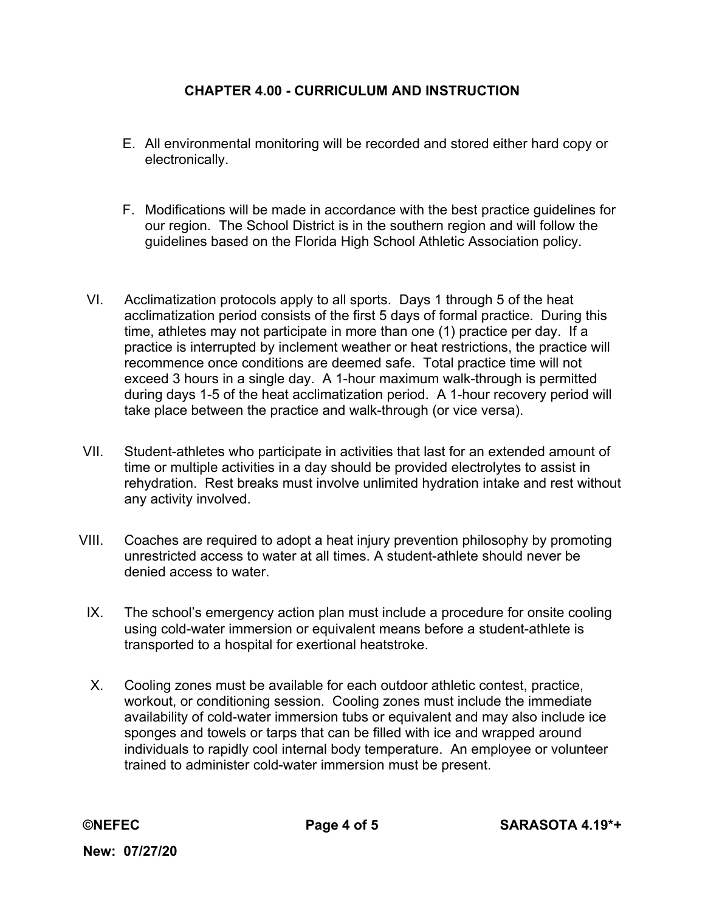E. All environmental monitoring will be recorded and stored either hard copy or electronically.

F. Modifications will be made in accordance with the best practice guidelines for our region. The School District is in the southern region and will follow the guidelines based on the Florida High School Athletic Association policy.

VI. Acclimatization protocols apply to all sports. Days 1 through 5 of the heat acclimatization period consists of the first 5 days of formal practice. During this time, athletes may not participate in more than one (1) practice per day. If a practice is interrupted by inclement weather or heat restrictions, the practice will recommence once conditions are deemed safe. Total practice time will not exceed 3 hours in a single day. A 1-hour maximum walk-through is permitted during days 1-5 of the heat acclimatization period. A 1-hour recovery period will take place between the practice and walk-through (or vice versa).

VII. Student-athletes who participate in activities that last for an extended amount of time or multiple activities in a day should be provided electrolytes to assist in rehydration. Rest breaks must involve unlimited hydration intake and rest without any activity involved.

VIII. Coaches are required to adopt a heat injury prevention philosophy by promoting unrestricted access to water at all times. A student-athlete should never be denied access to water.

IX. The school's emergency action plan must include a procedure for onsite cooling using cold-water immersion or equivalent means before a student-athlete is transported to a hospital for exertional heatstroke.

X. Cooling zones must be available for each outdoor athletic contest, practice, workout, or conditioning session. Cooling zones must include the immediate availability of cold-water immersion tubs or equivalent and may also include ice sponges and towels or tarps that can be filled with ice and wrapped around individuals to rapidly cool internal body temperature. An employee or volunteer trained to administer cold-water immersion must be present.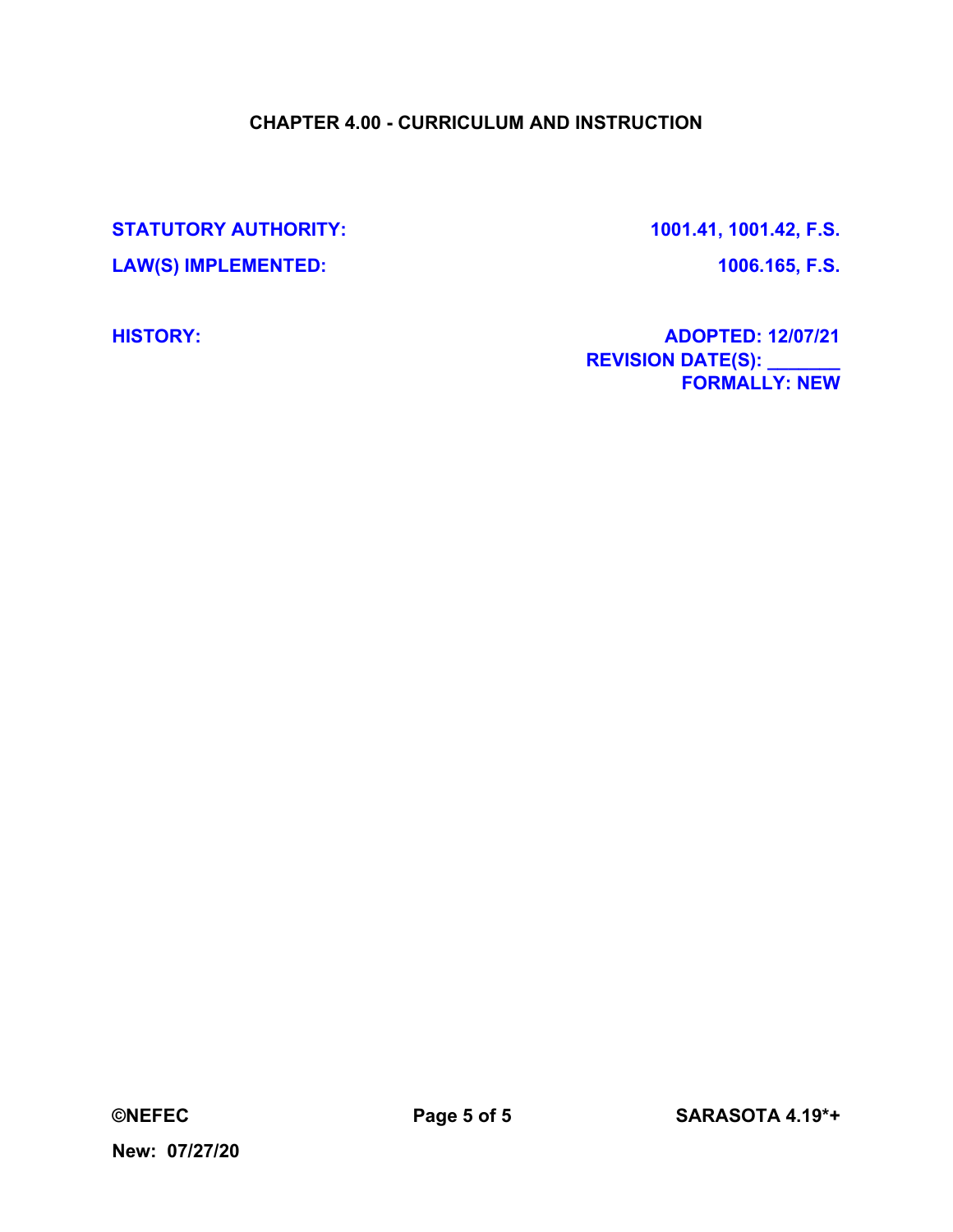**CHAPTER 4.00 - CURRICULUM AND INSTRUCTION**

**STATUTORY AUTHORITY:** **1001.41, 1001.42, F.S.**

**LAW(S) IMPLEMENTED:** **1006.165, F.S.**

**HISTORY:** **ADOPTED: 12/07/21**
**REVISION DATE(S): _______**
**FORMALLY: NEW**

**©NEFEC** **SARASOTA 4.19*+**

**New: 07/27/20**